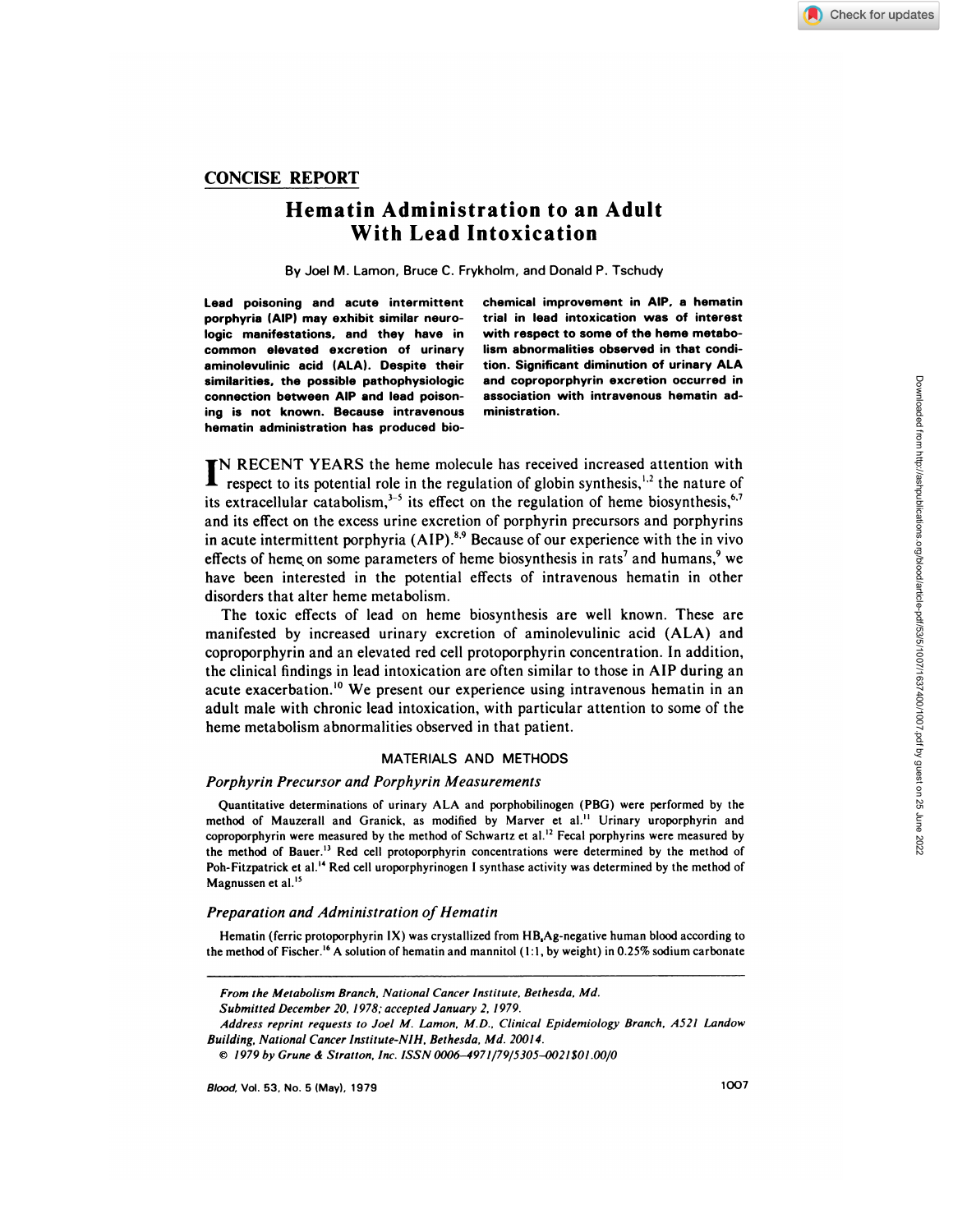## CONCISE REPORT

# Hematin Administration to an Adult With Lead Intoxication

By Joel M. Lamon, Bruce C. Frykholm, and Donald P. Tschudy

**Lead poisoning and acute intermittent porphyria (AIP) may exhibit similar neurologic manifestations, and they have in common elevated excretion of urinary aminolevulinic acid (ALA). Despite their similarities, the possible pathophysiologic connection between AIP and lead poisoning is not known. Because intravenous hematin administration has produced biochemical improvement in AIP, a hematin trial in lead intoxication was of interest with respect to some of the heme metabolism abnormalities observed in that condition. Significant diminution of urinary ALA and coproporphyrin excretion occurred in association with intravenous hematin administration.**

IN RECENT YEARS the heme molecule has received increased attention with respect to its potential role in the regulation of globin synthesis,[1,2] the nature of its extracellular catabolism,[3–5] its effect on the regulation of heme biosynthesis,[6,7] and its effect on the excess urine excretion of porphyrin precursors and porphyrins in acute intermittent porphyria (AIP).[8,9] Because of our experience with the in vivo effects of heme on some parameters of heme biosynthesis in rats[7] and humans,[9] we have been interested in the potential effects of intravenous hematin in other disorders that alter heme metabolism.

The toxic effects of lead on heme biosynthesis are well known. These are manifested by increased urinary excretion of aminolevulinic acid (ALA) and coproporphyrin and an elevated red cell protoporphyrin concentration. In addition, the clinical findings in lead intoxication are often similar to those in AIP during an acute exacerbation.[10] We present our experience using intravenous hematin in an adult male with chronic lead intoxication, with particular attention to some of the heme metabolism abnormalities observed in that patient.

## MATERIALS AND METHODS

### *Porphyrin Precursor and Porphyrin Measurements*

Quantitative determinations of urinary ALA and porphobilinogen (PBG) were performed by the method of Mauzerall and Granick, as modified by Marver et al.[11] Urinary uroporphyrin and coproporphyrin were measured by the method of Schwartz et al.[12] Fecal porphyrins were measured by the method of Bauer.[13] Red cell protoporphyrin concentrations were determined by the method of Poh-Fitzpatrick et al.[14] Red cell uroporphyrinogen I synthase activity was determined by the method of Magnussen et al.[15]

### *Preparation and Administration of Hematin*

Hematin (ferric protoporphyrin IX) was crystallized from $HB_sAg$-negative human blood according to the method of Fischer.[16] A solution of hematin and mannitol (1:1, by weight) in 0.25% sodium carbonate

---

*From the Metabolism Branch, National Cancer Institute, Bethesda, Md.*

*Submitted December 20, 1978; accepted January 2, 1979.*

*Address reprint requests to Joel M. Lamon, M.D., Clinical Epidemiology Branch, A521 Landow Building, National Cancer Institute-NIH, Bethesda, Md. 20014.*

*© 1979 by Grune & Stratton, Inc. ISSN 0006–4971/79/5305–0021$01.00/0*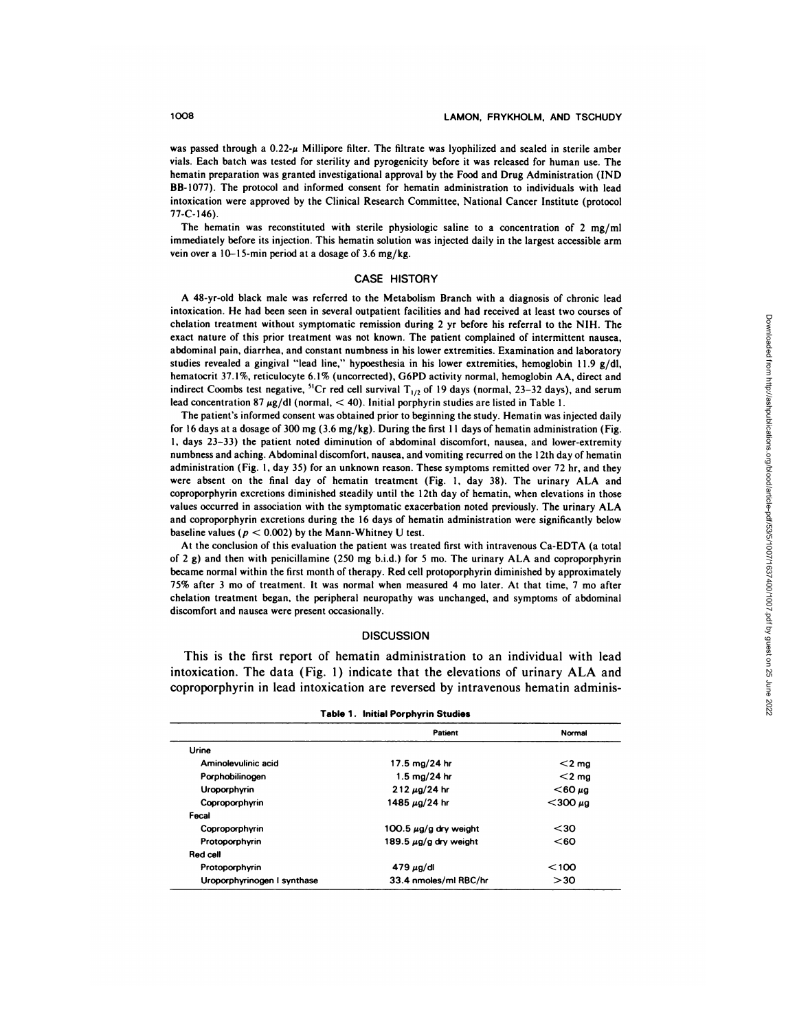was passed through a 0.22-μ Millipore filter. The filtrate was lyophilized and sealed in sterile amber vials. Each batch was tested for sterility and pyrogenicity before it was released for human use. The hematin preparation was granted investigational approval by the Food and Drug Administration (IND BB-1077). The protocol and informed consent for hematin administration to individuals with lead intoxication were approved by the Clinical Research Committee, National Cancer Institute (protocol 77-C-146).

The hematin was reconstituted with sterile physiologic saline to a concentration of 2 mg/ml immediately before its injection. This hematin solution was injected daily in the largest accessible arm vein over a 10–15-min period at a dosage of 3.6 mg/kg.

## CASE HISTORY

A 48-yr-old black male was referred to the Metabolism Branch with a diagnosis of chronic lead intoxication. He had been seen in several outpatient facilities and had received at least two courses of chelation treatment without symptomatic remission during 2 yr before his referral to the NIH. The exact nature of this prior treatment was not known. The patient complained of intermittent nausea, abdominal pain, diarrhea, and constant numbness in his lower extremities. Examination and laboratory studies revealed a gingival "lead line," hypoesthesia in his lower extremities, hemoglobin 11.9 g/dl, hematocrit 37.1%, reticulocyte 6.1% (uncorrected), G6PD activity normal, hemoglobin AA, direct and indirect Coombs test negative, $^{51}Cr$ red cell survival $T_{1/2}$ of 19 days (normal, 23–32 days), and serum lead concentration 87 μg/dl (normal, < 40). Initial porphyrin studies are listed in Table 1.

The patient's informed consent was obtained prior to beginning the study. Hematin was injected daily for 16 days at a dosage of 300 mg (3.6 mg/kg). During the first 11 days of hematin administration (Fig. 1, days 23–33) the patient noted diminution of abdominal discomfort, nausea, and lower-extremity numbness and aching. Abdominal discomfort, nausea, and vomiting recurred on the 12th day of hematin administration (Fig. 1, day 35) for an unknown reason. These symptoms remitted over 72 hr, and they were absent on the final day of hematin treatment (Fig. 1, day 38). The urinary ALA and coproporphyrin excretions diminished steadily until the 12th day of hematin, when elevations in those values occurred in association with the symptomatic exacerbation noted previously. The urinary ALA and coproporphyrin excretions during the 16 days of hematin administration were significantly below baseline values ($p < 0.002$) by the Mann-Whitney U test.

At the conclusion of this evaluation the patient was treated first with intravenous Ca-EDTA (a total of 2 g) and then with penicillamine (250 mg b.i.d.) for 5 mo. The urinary ALA and coproporphyrin became normal within the first month of therapy. Red cell protoporphyrin diminished by approximately 75% after 3 mo of treatment. It was normal when measured 4 mo later. At that time, 7 mo after chelation treatment began, the peripheral neuropathy was unchanged, and symptoms of abdominal discomfort and nausea were present occasionally.

## DISCUSSION

This is the first report of hematin administration to an individual with lead intoxication. The data (Fig. 1) indicate that the elevations of urinary ALA and coproporphyrin in lead intoxication are reversed by intravenous hematin adminis-

**Table 1. Initial Porphyrin Studies**

| | Patient | Normal |
|---|---|---|
| Urine | | |
| Aminolevulinic acid | 17.5 mg/24 hr | <2 mg |
| Porphobilinogen | 1.5 mg/24 hr | <2 mg |
| Uroporphyrin | 212 μg/24 hr | <60 μg |
| Coproporphyrin | 1485 μg/24 hr | <300 μg |
| Fecal | | |
| Coproporphyrin | 100.5 μg/g dry weight | <30 |
| Protoporphyrin | 189.5 μg/g dry weight | <60 |
| Red cell | | |
| Protoporphyrin | 479 μg/dl | <100 |
| Uroporphyrinogen I synthase | 33.4 nmoles/ml RBC/hr | >30 |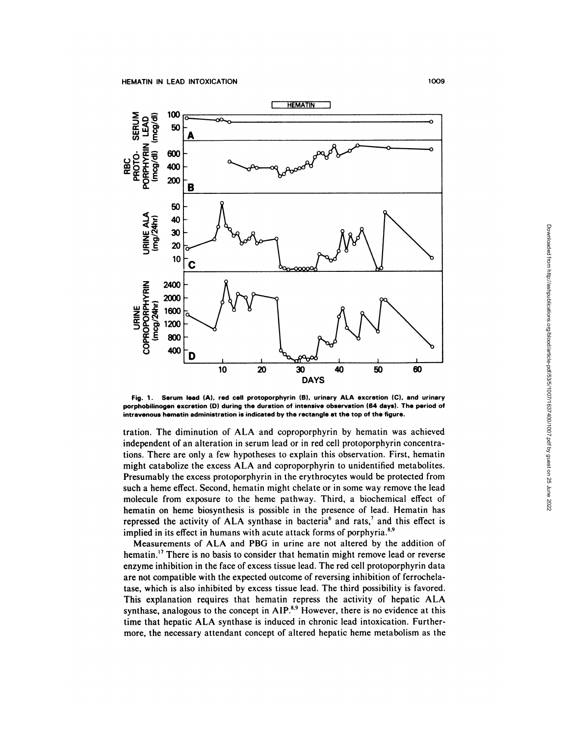Fig. 1. Serum lead (A), red cell protoporphyrin (B), urinary ALA excretion (C), and urinary porphobilinogen excretion (D) during the duration of intensive observation (64 days). The period of intravenous hematin administration is indicated by the rectangle at the top of the figure.

tration. The diminution of ALA and coproporphyrin by hematin was achieved independent of an alteration in serum lead or in red cell protoporphyrin concentrations. There are only a few hypotheses to explain this observation. First, hematin might catabolize the excess ALA and coproporphyrin to unidentified metabolites. Presumably the excess protoporphyrin in the erythrocytes would be protected from such a heme effect. Second, hematin might chelate or in some way remove the lead molecule from exposure to the heme pathway. Third, a biochemical effect of hematin on heme biosynthesis is possible in the presence of lead. Hematin has repressed the activity of ALA synthase in bacteria[6] and rats,[7] and this effect is implied in its effect in humans with acute attack forms of porphyria.[8,9]

Measurements of ALA and PBG in urine are not altered by the addition of hematin.[17] There is no basis to consider that hematin might remove lead or reverse enzyme inhibition in the face of excess tissue lead. The red cell protoporphyrin data are not compatible with the expected outcome of reversing inhibition of ferrochelatase, which is also inhibited by excess tissue lead. The third possibility is favored. This explanation requires that hematin repress the activity of hepatic ALA synthase, analogous to the concept in AIP.[8,9] However, there is no evidence at this time that hepatic ALA synthase is induced in chronic lead intoxication. Furthermore, the necessary attendant concept of altered hepatic heme metabolism as the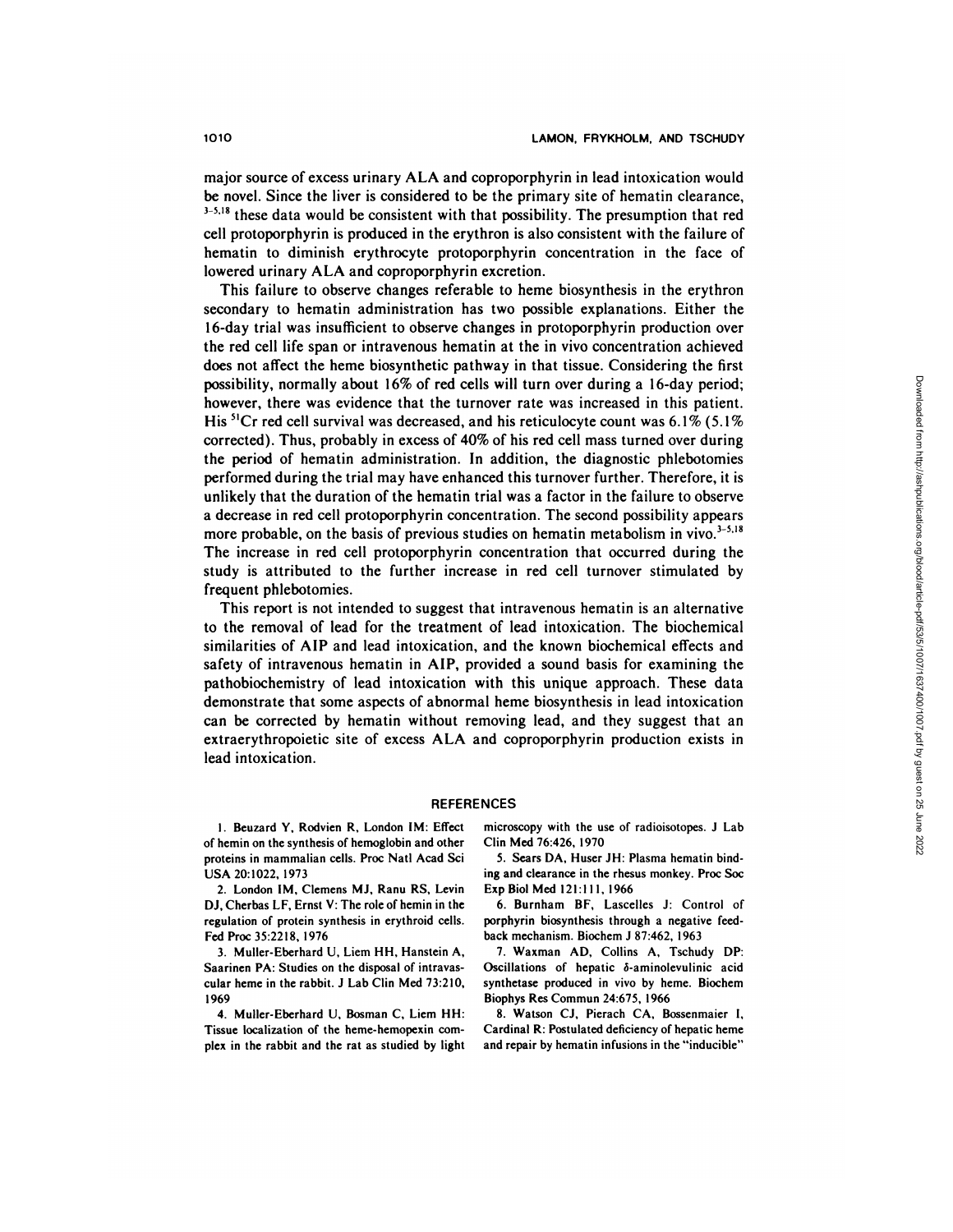major source of excess urinary ALA and coproporphyrin in lead intoxication would be novel. Since the liver is considered to be the primary site of hematin clearance,[3-5,18] these data would be consistent with that possibility. The presumption that red cell protoporphyrin is produced in the erythron is also consistent with the failure of hematin to diminish erythrocyte protoporphyrin concentration in the face of lowered urinary ALA and coproporphyrin excretion.

This failure to observe changes referable to heme biosynthesis in the erythron secondary to hematin administration has two possible explanations. Either the 16-day trial was insufficient to observe changes in protoporphyrin production over the red cell life span or intravenous hematin at the in vivo concentration achieved does not affect the heme biosynthetic pathway in that tissue. Considering the first possibility, normally about 16% of red cells will turn over during a 16-day period; however, there was evidence that the turnover rate was increased in this patient. His $^{51}Cr$ red cell survival was decreased, and his reticulocyte count was 6.1% (5.1% corrected). Thus, probably in excess of 40% of his red cell mass turned over during the period of hematin administration. In addition, the diagnostic phlebotomies performed during the trial may have enhanced this turnover further. Therefore, it is unlikely that the duration of the hematin trial was a factor in the failure to observe a decrease in red cell protoporphyrin concentration. The second possibility appears more probable, on the basis of previous studies on hematin metabolism in vivo.[3-5,18] The increase in red cell protoporphyrin concentration that occurred during the study is attributed to the further increase in red cell turnover stimulated by frequent phlebotomies.

This report is not intended to suggest that intravenous hematin is an alternative to the removal of lead for the treatment of lead intoxication. The biochemical similarities of AIP and lead intoxication, and the known biochemical effects and safety of intravenous hematin in AIP, provided a sound basis for examining the pathobiochemistry of lead intoxication with this unique approach. These data demonstrate that some aspects of abnormal heme biosynthesis in lead intoxication can be corrected by hematin without removing lead, and they suggest that an extraerythropoietic site of excess ALA and coproporphyrin production exists in lead intoxication.

## REFERENCES

1. Beuzard Y, Rodvien R, London IM: Effect of hemin on the synthesis of hemoglobin and other proteins in mammalian cells. Proc Natl Acad Sci USA 20:1022, 1973

2. London IM, Clemens MJ, Ranu RS, Levin DJ, Cherbas LF, Ernst V: The role of hemin in the regulation of protein synthesis in erythroid cells. Fed Proc 35:2218, 1976

3. Muller-Eberhard U, Liem HH, Hanstein A, Saarinen PA: Studies on the disposal of intravascular heme in the rabbit. J Lab Clin Med 73:210, 1969

4. Muller-Eberhard U, Bosman C, Liem HH: Tissue localization of the heme-hemopexin complex in the rabbit and the rat as studied by light microscopy with the use of radioisotopes. J Lab Clin Med 76:426, 1970

5. Sears DA, Huser JH: Plasma hematin binding and clearance in the rhesus monkey. Proc Soc Exp Biol Med 121:111, 1966

6. Burnham BF, Lascelles J: Control of porphyrin biosynthesis through a negative feedback mechanism. Biochem J 87:462, 1963

7. Waxman AD, Collins A, Tschudy DP: Oscillations of hepatic δ-aminolevulinic acid synthetase produced in vivo by heme. Biochem Biophys Res Commun 24:675, 1966

8. Watson CJ, Pierach CA, Bossenmaier I, Cardinal R: Postulated deficiency of hepatic heme and repair by hematin infusions in the "inducible"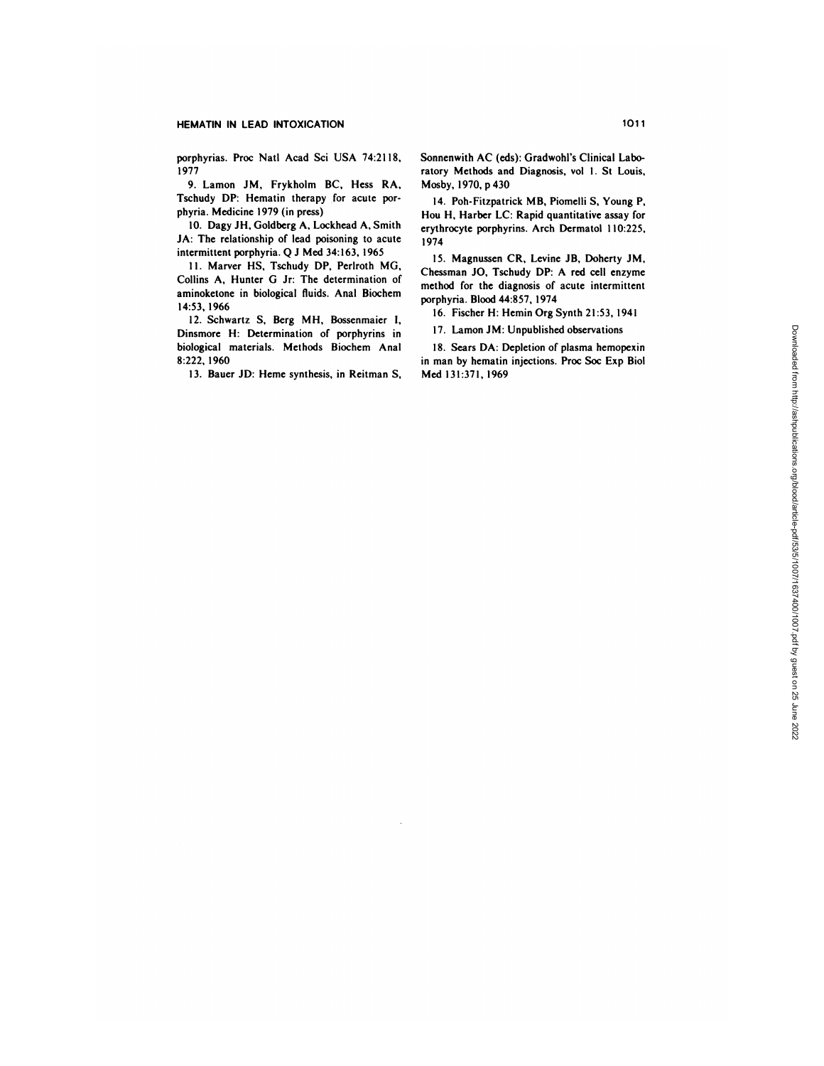porphyrias. Proc Natl Acad Sci USA 74:2118, 1977

9. Lamon JM, Frykholm BC, Hess RA, Tschudy DP: Hematin therapy for acute porphyria. Medicine 1979 (in press)

10. Dagy JH, Goldberg A, Lockhead A, Smith JA: The relationship of lead poisoning to acute intermittent porphyria. Q J Med 34:163, 1965

11. Marver HS, Tschudy DP, Perlroth MG, Collins A, Hunter G Jr: The determination of aminoketone in biological fluids. Anal Biochem 14:53, 1966

12. Schwartz S, Berg MH, Bossenmaier I, Dinsmore H: Determination of porphyrins in biological materials. Methods Biochem Anal 8:222, 1960

13. Bauer JD: Heme synthesis, in Reitman S, Sonnenwith AC (eds): Gradwohl's Clinical Laboratory Methods and Diagnosis, vol 1. St Louis, Mosby, 1970, p 430

14. Poh-Fitzpatrick MB, Piomelli S, Young P, Hou H, Harber LC: Rapid quantitative assay for erythrocyte porphyrins. Arch Dermatol 110:225, 1974

15. Magnussen CR, Levine JB, Doherty JM, Chessman JO, Tschudy DP: A red cell enzyme method for the diagnosis of acute intermittent porphyria. Blood 44:857, 1974

16. Fischer H: Hemin Org Synth 21:53, 1941

17. Lamon JM: Unpublished observations

18. Sears DA: Depletion of plasma hemopexin in man by hematin injections. Proc Soc Exp Biol Med 131:371, 1969